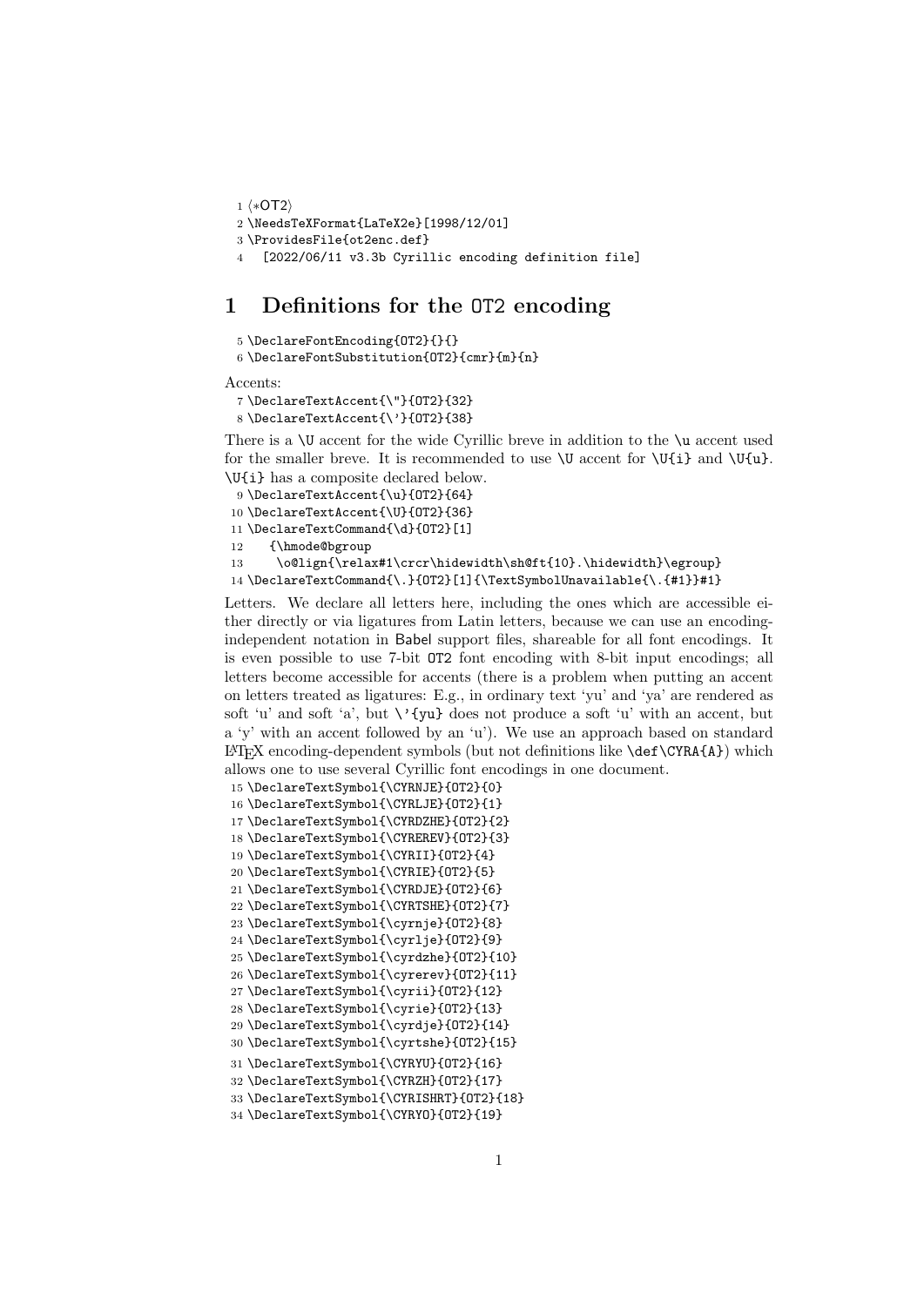```
1 ⟨*OT2⟩
2 \NeedsTeXFormat{LaTeX2e}[1998/12/01]
3 \ProvidesFile{ot2enc.def}
4   [2022/06/11 v3.3b Cyrillic encoding definition file]
```

# 1 Definitions for the OT2 encoding

```
5 \DeclareFontEncoding{OT2}{}{}
6 \DeclareFontSubstitution{OT2}{cmr}{m}{n}
```

Accents:

```
7 \DeclareTextAccent{\"}{OT2}{32}
8 \DeclareTextAccent{\'}{OT2}{38}
```

There is a `\U` accent for the wide Cyrillic breve in addition to the `\u` accent used for the smaller breve. It is recommended to use `\U` accent for `\U{i}` and `\U{u}`. `\U{i}` has a composite declared below.

```
9 \DeclareTextAccent{\u}{OT2}{64}
10 \DeclareTextAccent{\U}{OT2}{36}
11 \DeclareTextCommand{\d}{OT2}[1]
12   {\hmode@bgroup
13    \o@lign{\relax#1\crcr\hidewidth\sh@ft{10}.\hidewidth}\egroup}
14 \DeclareTextCommand{\.}{OT2}[1]{\TextSymbolUnavailable{\.{#1}}#1}
```

Letters. We declare all letters here, including the ones which are accessible either directly or via ligatures from Latin letters, because we can use an encoding-independent notation in Babel support files, shareable for all font encodings. It is even possible to use 7-bit OT2 font encoding with 8-bit input encodings; all letters become accessible for accents (there is a problem when putting an accent on letters treated as ligatures: E.g., in ordinary text 'yu' and 'ya' are rendered as soft 'u' and soft 'a', but `\'{yu}` does not produce a soft 'u' with an accent, but a 'y' with an accent followed by an 'u'). We use an approach based on standard LaTeX encoding-dependent symbols (but not definitions like `\def\CYRA{A}`) which allows one to use several Cyrillic font encodings in one document.

```
15 \DeclareTextSymbol{\CYRNJE}{OT2}{0}
16 \DeclareTextSymbol{\CYRLJE}{OT2}{1}
17 \DeclareTextSymbol{\CYRDZHE}{OT2}{2}
18 \DeclareTextSymbol{\CYREREV}{OT2}{3}
19 \DeclareTextSymbol{\CYRII}{OT2}{4}
20 \DeclareTextSymbol{\CYRIE}{OT2}{5}
21 \DeclareTextSymbol{\CYRDJE}{OT2}{6}
22 \DeclareTextSymbol{\CYRTSHE}{OT2}{7}
23 \DeclareTextSymbol{\cyrnje}{OT2}{8}
24 \DeclareTextSymbol{\cyrlje}{OT2}{9}
25 \DeclareTextSymbol{\cyrdzhe}{OT2}{10}
26 \DeclareTextSymbol{\cyrerev}{OT2}{11}
27 \DeclareTextSymbol{\cyrii}{OT2}{12}
28 \DeclareTextSymbol{\cyrie}{OT2}{13}
29 \DeclareTextSymbol{\cyrdje}{OT2}{14}
30 \DeclareTextSymbol{\cyrtshe}{OT2}{15}
31 \DeclareTextSymbol{\CYRYU}{OT2}{16}
32 \DeclareTextSymbol{\CYRZH}{OT2}{17}
33 \DeclareTextSymbol{\CYRISHRT}{OT2}{18}
34 \DeclareTextSymbol{\CYRYO}{OT2}{19}
```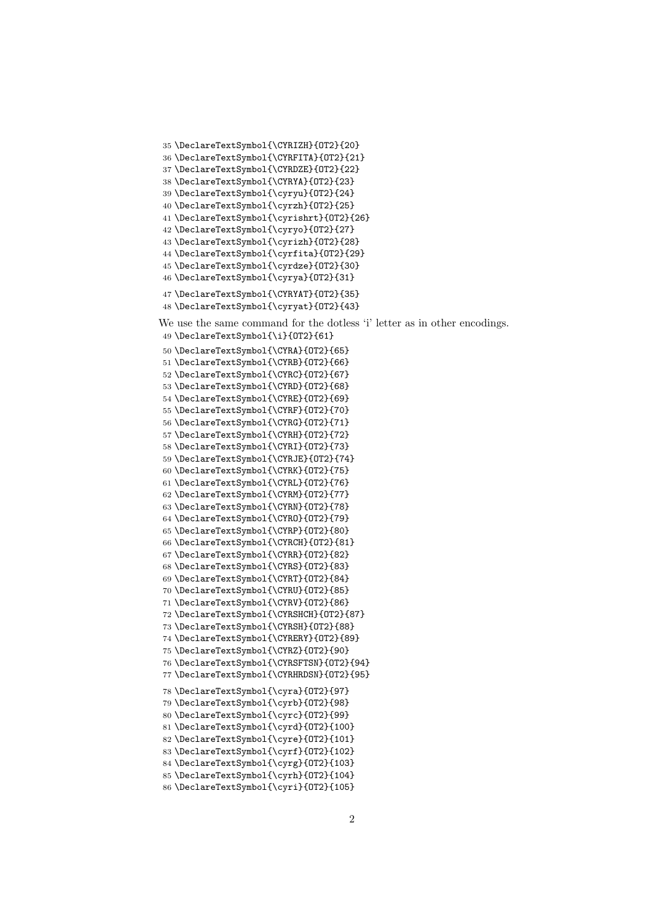```
35 \DeclareTextSymbol{\CYRIZH}{OT2}{20}
36 \DeclareTextSymbol{\CYRFITA}{OT2}{21}
37 \DeclareTextSymbol{\CYRDZE}{OT2}{22}
38 \DeclareTextSymbol{\CYRYA}{OT2}{23}
39 \DeclareTextSymbol{\cyryu}{OT2}{24}
40 \DeclareTextSymbol{\cyrzh}{OT2}{25}
41 \DeclareTextSymbol{\cyrishrt}{OT2}{26}
42 \DeclareTextSymbol{\cyryo}{OT2}{27}
43 \DeclareTextSymbol{\cyrizh}{OT2}{28}
44 \DeclareTextSymbol{\cyrfita}{OT2}{29}
45 \DeclareTextSymbol{\cyrdze}{OT2}{30}
46 \DeclareTextSymbol{\cyrya}{OT2}{31}
47 \DeclareTextSymbol{\CYRYAT}{OT2}{35}
48 \DeclareTextSymbol{\cyryat}{OT2}{43}
```

We use the same command for the dotless 'i' letter as in other encodings.

```
49 \DeclareTextSymbol{\i}{OT2}{61}
50 \DeclareTextSymbol{\CYRA}{OT2}{65}
51 \DeclareTextSymbol{\CYRB}{OT2}{66}
52 \DeclareTextSymbol{\CYRC}{OT2}{67}
53 \DeclareTextSymbol{\CYRD}{OT2}{68}
54 \DeclareTextSymbol{\CYRE}{OT2}{69}
55 \DeclareTextSymbol{\CYRF}{OT2}{70}
56 \DeclareTextSymbol{\CYRG}{OT2}{71}
57 \DeclareTextSymbol{\CYRH}{OT2}{72}
58 \DeclareTextSymbol{\CYRI}{OT2}{73}
59 \DeclareTextSymbol{\CYRJE}{OT2}{74}
60 \DeclareTextSymbol{\CYRK}{OT2}{75}
61 \DeclareTextSymbol{\CYRL}{OT2}{76}
62 \DeclareTextSymbol{\CYRM}{OT2}{77}
63 \DeclareTextSymbol{\CYRN}{OT2}{78}
64 \DeclareTextSymbol{\CYRO}{OT2}{79}
65 \DeclareTextSymbol{\CYRP}{OT2}{80}
66 \DeclareTextSymbol{\CYRCH}{OT2}{81}
67 \DeclareTextSymbol{\CYRR}{OT2}{82}
68 \DeclareTextSymbol{\CYRS}{OT2}{83}
69 \DeclareTextSymbol{\CYRT}{OT2}{84}
70 \DeclareTextSymbol{\CYRU}{OT2}{85}
71 \DeclareTextSymbol{\CYRV}{OT2}{86}
72 \DeclareTextSymbol{\CYRSHCH}{OT2}{87}
73 \DeclareTextSymbol{\CYRSH}{OT2}{88}
74 \DeclareTextSymbol{\CYRERY}{OT2}{89}
75 \DeclareTextSymbol{\CYRZ}{OT2}{90}
76 \DeclareTextSymbol{\CYRSFTSN}{OT2}{94}
77 \DeclareTextSymbol{\CYRHRDSN}{OT2}{95}
78 \DeclareTextSymbol{\cyra}{OT2}{97}
79 \DeclareTextSymbol{\cyrb}{OT2}{98}
80 \DeclareTextSymbol{\cyrc}{OT2}{99}
81 \DeclareTextSymbol{\cyrd}{OT2}{100}
82 \DeclareTextSymbol{\cyre}{OT2}{101}
83 \DeclareTextSymbol{\cyrf}{OT2}{102}
84 \DeclareTextSymbol{\cyrg}{OT2}{103}
85 \DeclareTextSymbol{\cyrh}{OT2}{104}
86 \DeclareTextSymbol{\cyri}{OT2}{105}
```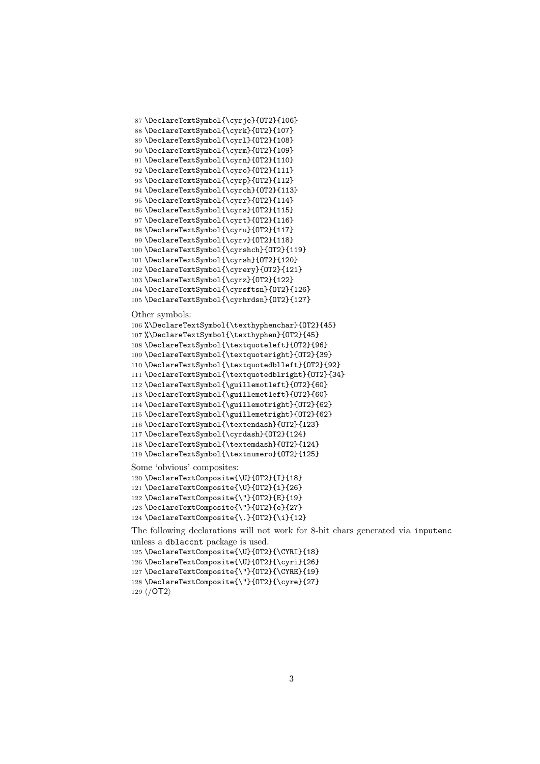```
87 \DeclareTextSymbol{\cyrje}{OT2}{106}
88 \DeclareTextSymbol{\cyrk}{OT2}{107}
89 \DeclareTextSymbol{\cyrl}{OT2}{108}
90 \DeclareTextSymbol{\cyrm}{OT2}{109}
91 \DeclareTextSymbol{\cyrn}{OT2}{110}
92 \DeclareTextSymbol{\cyro}{OT2}{111}
93 \DeclareTextSymbol{\cyrp}{OT2}{112}
94 \DeclareTextSymbol{\cyrch}{OT2}{113}
95 \DeclareTextSymbol{\cyrr}{OT2}{114}
96 \DeclareTextSymbol{\cyrs}{OT2}{115}
97 \DeclareTextSymbol{\cyrt}{OT2}{116}
98 \DeclareTextSymbol{\cyru}{OT2}{117}
99 \DeclareTextSymbol{\cyrv}{OT2}{118}
100 \DeclareTextSymbol{\cyrshch}{OT2}{119}
101 \DeclareTextSymbol{\cyrsh}{OT2}{120}
102 \DeclareTextSymbol{\cyrery}{OT2}{121}
103 \DeclareTextSymbol{\cyrz}{OT2}{122}
104 \DeclareTextSymbol{\cyrsftsn}{OT2}{126}
105 \DeclareTextSymbol{\cyrhrdsn}{OT2}{127}
```

Other symbols:

```
106 %\DeclareTextSymbol{\texthyphenchar}{OT2}{45}
107 %\DeclareTextSymbol{\texthyphen}{OT2}{45}
108 \DeclareTextSymbol{\textquoteleft}{OT2}{96}
109 \DeclareTextSymbol{\textquoteright}{OT2}{39}
110 \DeclareTextSymbol{\textquotedblleft}{OT2}{92}
111 \DeclareTextSymbol{\textquotedblright}{OT2}{34}
112 \DeclareTextSymbol{\guillemotleft}{OT2}{60}
113 \DeclareTextSymbol{\guillemetleft}{OT2}{60}
114 \DeclareTextSymbol{\guillemotright}{OT2}{62}
115 \DeclareTextSymbol{\guillemetright}{OT2}{62}
116 \DeclareTextSymbol{\textendash}{OT2}{123}
117 \DeclareTextSymbol{\cyrdash}{OT2}{124}
118 \DeclareTextSymbol{\textemdash}{OT2}{124}
119 \DeclareTextSymbol{\textnumero}{OT2}{125}
```

Some 'obvious' composites:

```
120 \DeclareTextComposite{\U}{OT2}{I}{18}
121 \DeclareTextComposite{\U}{OT2}{i}{26}
122 \DeclareTextComposite{\"}{OT2}{E}{19}
123 \DeclareTextComposite{\"}{OT2}{e}{27}
124 \DeclareTextComposite{\.}{OT2}{\i}{12}
```

The following declarations will not work for 8-bit chars generated via `inputenc` unless a `dblaccnt` package is used.

```
125 \DeclareTextComposite{\U}{OT2}{\CYRI}{18}
126 \DeclareTextComposite{\U}{OT2}{\cyri}{26}
127 \DeclareTextComposite{\"}{OT2}{\CYRE}{19}
128 \DeclareTextComposite{\"}{OT2}{\cyre}{27}
129 ⟨/OT2⟩
```